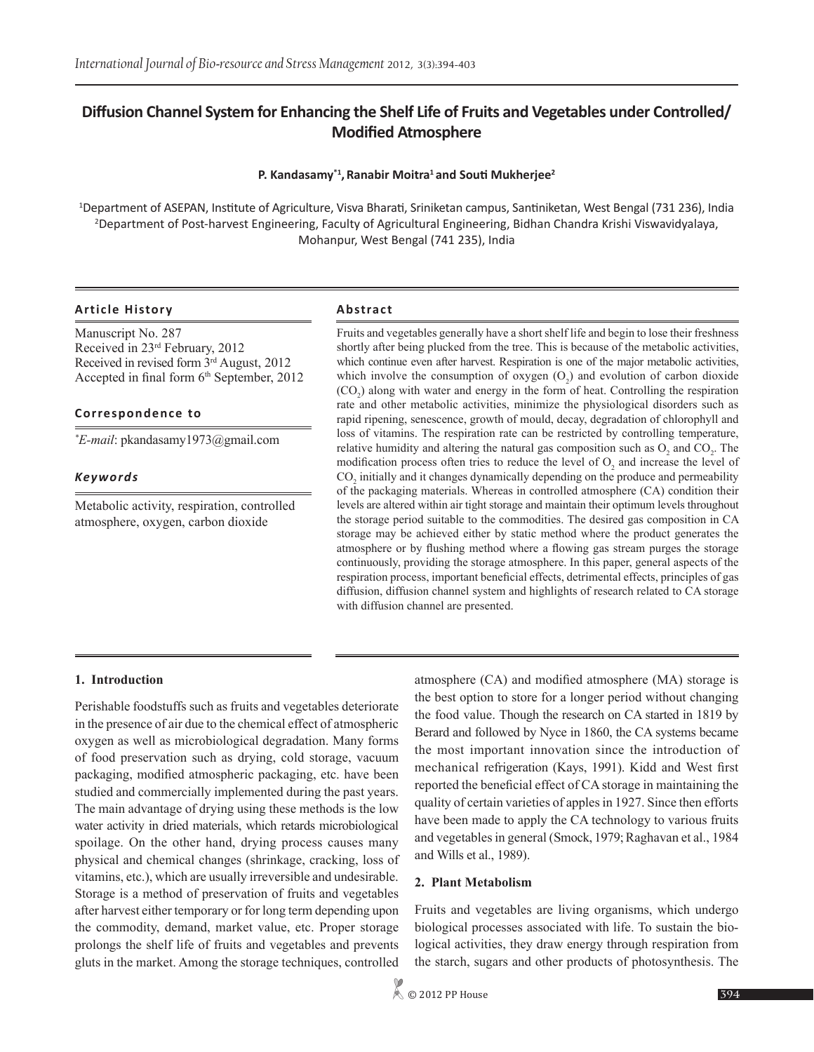# Diffusion Channel System for Enhancing the Shelf Life of Fruits and Vegetables under Controlled/ Modified Atmosphere

**P. Kandasamy*[1], Ranabir Moitra[1] and Souti Mukherjee[2]**

[1]Department of ASEPAN, Institute of Agriculture, Visva Bharati, Sriniketan campus, Santiniketan, West Bengal (731 236), India
[2]Department of Post-harvest Engineering, Faculty of Agricultural Engineering, Bidhan Chandra Krishi Viswavidyalaya, Mohanpur, West Bengal (741 235), India

### Article History

Manuscript No. 287
Received in 23rd February, 2012
Received in revised form 3rd August, 2012
Accepted in final form 6th September, 2012

### Correspondence to

**E-mail*: pkandasamy1973@gmail.com

### *Keywords*

Metabolic activity, respiration, controlled atmosphere, oxygen, carbon dioxide

### Abstract

Fruits and vegetables generally have a short shelf life and begin to lose their freshness shortly after being plucked from the tree. This is because of the metabolic activities, which continue even after harvest. Respiration is one of the major metabolic activities, which involve the consumption of oxygen ($O_2$) and evolution of carbon dioxide ($CO_2$) along with water and energy in the form of heat. Controlling the respiration rate and other metabolic activities, minimize the physiological disorders such as rapid ripening, senescence, growth of mould, decay, degradation of chlorophyll and loss of vitamins. The respiration rate can be restricted by controlling temperature, relative humidity and altering the natural gas composition such as $O_2$ and $CO_2$. The modification process often tries to reduce the level of $O_2$ and increase the level of $CO_2$ initially and it changes dynamically depending on the produce and permeability of the packaging materials. Whereas in controlled atmosphere (CA) condition their levels are altered within air tight storage and maintain their optimum levels throughout the storage period suitable to the commodities. The desired gas composition in CA storage may be achieved either by static method where the product generates the atmosphere or by flushing method where a flowing gas stream purges the storage continuously, providing the storage atmosphere. In this paper, general aspects of the respiration process, important beneficial effects, detrimental effects, principles of gas diffusion, diffusion channel system and highlights of research related to CA storage with diffusion channel are presented.

## 1. Introduction

Perishable foodstuffs such as fruits and vegetables deteriorate in the presence of air due to the chemical effect of atmospheric oxygen as well as microbiological degradation. Many forms of food preservation such as drying, cold storage, vacuum packaging, modified atmospheric packaging, etc. have been studied and commercially implemented during the past years. The main advantage of drying using these methods is the low water activity in dried materials, which retards microbiological spoilage. On the other hand, drying process causes many physical and chemical changes (shrinkage, cracking, loss of vitamins, etc.), which are usually irreversible and undesirable. Storage is a method of preservation of fruits and vegetables after harvest either temporary or for long term depending upon the commodity, demand, market value, etc. Proper storage prolongs the shelf life of fruits and vegetables and prevents gluts in the market. Among the storage techniques, controlled atmosphere (CA) and modified atmosphere (MA) storage is the best option to store for a longer period without changing the food value. Though the research on CA started in 1819 by Berard and followed by Nyce in 1860, the CA systems became the most important innovation since the introduction of mechanical refrigeration (Kays, 1991). Kidd and West first reported the beneficial effect of CA storage in maintaining the quality of certain varieties of apples in 1927. Since then efforts have been made to apply the CA technology to various fruits and vegetables in general (Smock, 1979; Raghavan et al., 1984 and Wills et al., 1989).

## 2. Plant Metabolism

Fruits and vegetables are living organisms, which undergo biological processes associated with life. To sustain the biological activities, they draw energy through respiration from the starch, sugars and other products of photosynthesis. The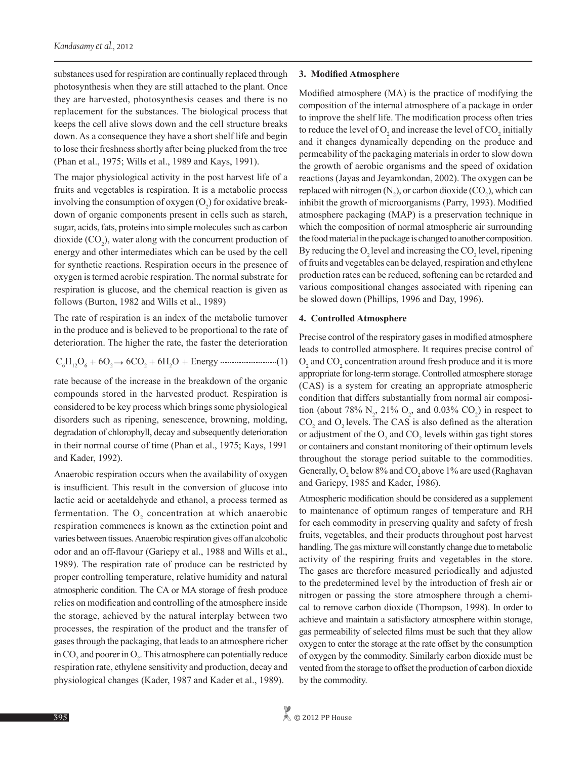substances used for respiration are continually replaced through photosynthesis when they are still attached to the plant. Once they are harvested, photosynthesis ceases and there is no replacement for the substances. The biological process that keeps the cell alive slows down and the cell structure breaks down. As a consequence they have a short shelf life and begin to lose their freshness shortly after being plucked from the tree (Phan et al., 1975; Wills et al., 1989 and Kays, 1991).

The major physiological activity in the post harvest life of a fruits and vegetables is respiration. It is a metabolic process involving the consumption of oxygen ($O_2$) for oxidative break-down of organic components present in cells such as starch, sugar, acids, fats, proteins into simple molecules such as carbon dioxide ($CO_2$), water along with the concurrent production of energy and other intermediates which can be used by the cell for synthetic reactions. Respiration occurs in the presence of oxygen is termed aerobic respiration. The normal substrate for respiration is glucose, and the chemical reaction is given as follows (Burton, 1982 and Wills et al., 1989)

The rate of respiration is an index of the metabolic turnover in the produce and is believed to be proportional to the rate of deterioration. The higher the rate, the faster the deterioration

$$C_6H_{12}O_6 + 6O_2 \rightarrow 6CO_2 + 6H_2O + \text{Energy} \quad (1)$$

rate because of the increase in the breakdown of the organic compounds stored in the harvested product. Respiration is considered to be key process which brings some physiological disorders such as ripening, senescence, browning, molding, degradation of chlorophyll, decay and subsequently deterioration in their normal course of time (Phan et al., 1975; Kays, 1991 and Kader, 1992).

Anaerobic respiration occurs when the availability of oxygen is insufficient. This result in the conversion of glucose into lactic acid or acetaldehyde and ethanol, a process termed as fermentation. The $O_2$ concentration at which anaerobic respiration commences is known as the extinction point and varies between tissues. Anaerobic respiration gives off an alcoholic odor and an off-flavour (Gariepy et al., 1988 and Wills et al., 1989). The respiration rate of produce can be restricted by proper controlling temperature, relative humidity and natural atmospheric condition. The CA or MA storage of fresh produce relies on modification and controlling of the atmosphere inside the storage, achieved by the natural interplay between two processes, the respiration of the product and the transfer of gases through the packaging, that leads to an atmosphere richer in $CO_2$ and poorer in $O_2$. This atmosphere can potentially reduce respiration rate, ethylene sensitivity and production, decay and physiological changes (Kader, 1987 and Kader et al., 1989).

## 3. Modified Atmosphere

Modified atmosphere (MA) is the practice of modifying the composition of the internal atmosphere of a package in order to improve the shelf life. The modification process often tries to reduce the level of $O_2$ and increase the level of $CO_2$ initially and it changes dynamically depending on the produce and permeability of the packaging materials in order to slow down the growth of aerobic organisms and the speed of oxidation reactions (Jayas and Jeyamkondan, 2002). The oxygen can be replaced with nitrogen ($N_2$), or carbon dioxide ($CO_2$), which can inhibit the growth of microorganisms (Parry, 1993). Modified atmosphere packaging (MAP) is a preservation technique in which the composition of normal atmospheric air surrounding the food material in the package is changed to another composition. By reducing the $O_2$ level and increasing the $CO_2$ level, ripening of fruits and vegetables can be delayed, respiration and ethylene production rates can be reduced, softening can be retarded and various compositional changes associated with ripening can be slowed down (Phillips, 1996 and Day, 1996).

## 4. Controlled Atmosphere

Precise control of the respiratory gases in modified atmosphere leads to controlled atmosphere. It requires precise control of $O_2$ and $CO_2$ concentration around fresh produce and it is more appropriate for long-term storage. Controlled atmosphere storage (CAS) is a system for creating an appropriate atmospheric condition that differs substantially from normal air composition (about 78% $N_2$, 21% $O_2$, and 0.03% $CO_2$) in respect to $CO_2$ and $O_2$ levels. The CAS is also defined as the alteration or adjustment of the $O_2$ and $CO_2$ levels within gas tight stores or containers and constant monitoring of their optimum levels throughout the storage period suitable to the commodities. Generally, $O_2$ below 8% and $CO_2$ above 1% are used (Raghavan and Gariepy, 1985 and Kader, 1986).

Atmospheric modification should be considered as a supplement to maintenance of optimum ranges of temperature and RH for each commodity in preserving quality and safety of fresh fruits, vegetables, and their products throughout post harvest handling. The gas mixture will constantly change due to metabolic activity of the respiring fruits and vegetables in the store. The gases are therefore measured periodically and adjusted to the predetermined level by the introduction of fresh air or nitrogen or passing the store atmosphere through a chemical to remove carbon dioxide (Thompson, 1998). In order to achieve and maintain a satisfactory atmosphere within storage, gas permeability of selected films must be such that they allow oxygen to enter the storage at the rate offset by the consumption of oxygen by the commodity. Similarly carbon dioxide must be vented from the storage to offset the production of carbon dioxide by the commodity.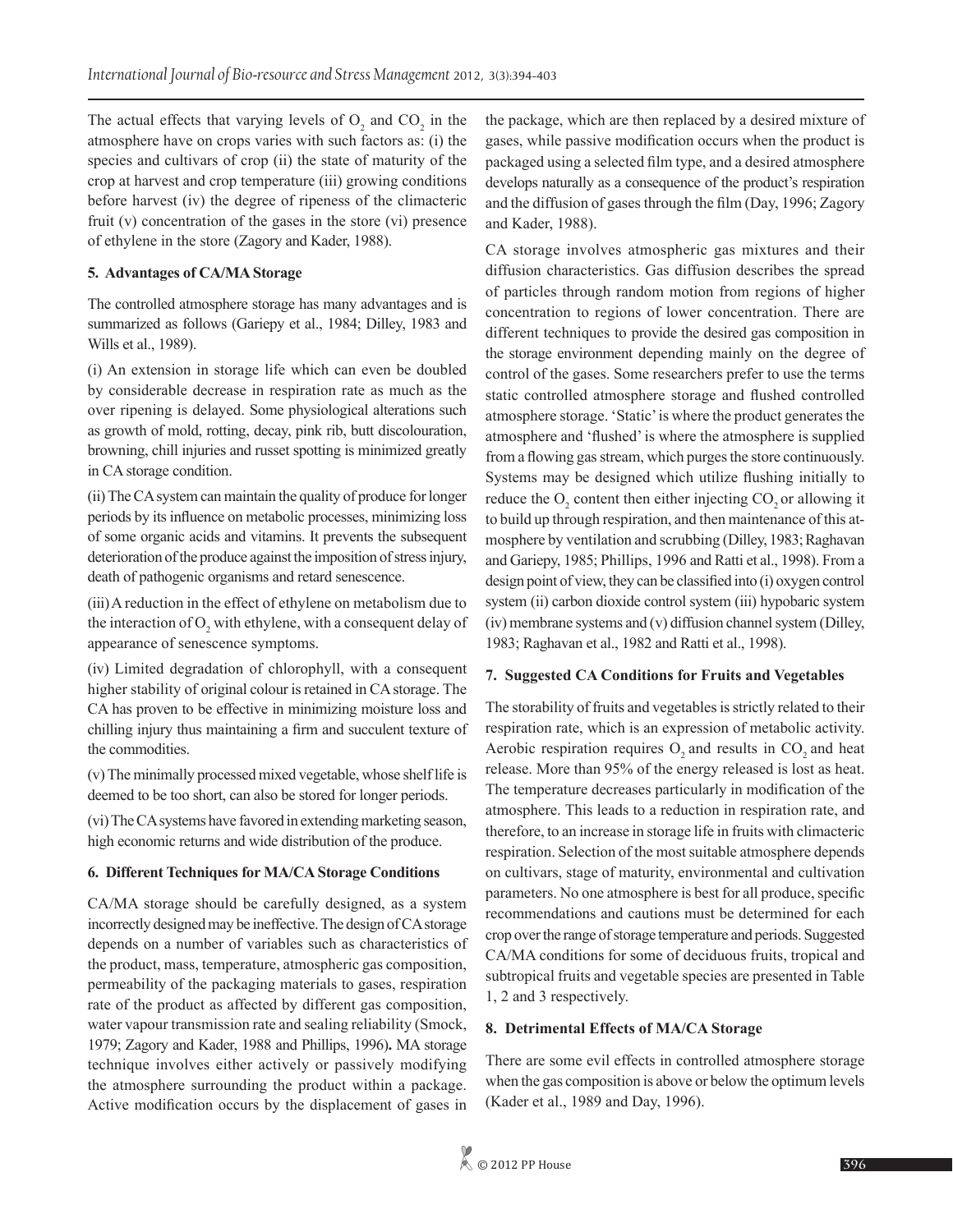The actual effects that varying levels of $O_2$ and $CO_2$ in the atmosphere have on crops varies with such factors as: (i) the species and cultivars of crop (ii) the state of maturity of the crop at harvest and crop temperature (iii) growing conditions before harvest (iv) the degree of ripeness of the climacteric fruit (v) concentration of the gases in the store (vi) presence of ethylene in the store (Zagory and Kader, 1988).

## 5. Advantages of CA/MA Storage

The controlled atmosphere storage has many advantages and is summarized as follows (Gariepy et al., 1984; Dilley, 1983 and Wills et al., 1989).

(i) An extension in storage life which can even be doubled by considerable decrease in respiration rate as much as the over ripening is delayed. Some physiological alterations such as growth of mold, rotting, decay, pink rib, butt discolouration, browning, chill injuries and russet spotting is minimized greatly in CA storage condition.

(ii) The CA system can maintain the quality of produce for longer periods by its influence on metabolic processes, minimizing loss of some organic acids and vitamins. It prevents the subsequent deterioration of the produce against the imposition of stress injury, death of pathogenic organisms and retard senescence.

(iii) A reduction in the effect of ethylene on metabolism due to the interaction of $O_2$ with ethylene, with a consequent delay of appearance of senescence symptoms.

(iv) Limited degradation of chlorophyll, with a consequent higher stability of original colour is retained in CA storage. The CA has proven to be effective in minimizing moisture loss and chilling injury thus maintaining a firm and succulent texture of the commodities.

(v) The minimally processed mixed vegetable, whose shelf life is deemed to be too short, can also be stored for longer periods.

(vi) The CA systems have favored in extending marketing season, high economic returns and wide distribution of the produce.

## 6. Different Techniques for MA/CA Storage Conditions

CA/MA storage should be carefully designed, as a system incorrectly designed may be ineffective. The design of CA storage depends on a number of variables such as characteristics of the product, mass, temperature, atmospheric gas composition, permeability of the packaging materials to gases, respiration rate of the product as affected by different gas composition, water vapour transmission rate and sealing reliability (Smock, 1979; Zagory and Kader, 1988 and Phillips, 1996). MA storage technique involves either actively or passively modifying the atmosphere surrounding the product within a package. Active modification occurs by the displacement of gases in the package, which are then replaced by a desired mixture of gases, while passive modification occurs when the product is packaged using a selected film type, and a desired atmosphere develops naturally as a consequence of the product's respiration and the diffusion of gases through the film (Day, 1996; Zagory and Kader, 1988).

CA storage involves atmospheric gas mixtures and their diffusion characteristics. Gas diffusion describes the spread of particles through random motion from regions of higher concentration to regions of lower concentration. There are different techniques to provide the desired gas composition in the storage environment depending mainly on the degree of control of the gases. Some researchers prefer to use the terms static controlled atmosphere storage and flushed controlled atmosphere storage. 'Static' is where the product generates the atmosphere and 'flushed' is where the atmosphere is supplied from a flowing gas stream, which purges the store continuously. Systems may be designed which utilize flushing initially to reduce the $O_2$ content then either injecting $CO_2$ or allowing it to build up through respiration, and then maintenance of this atmosphere by ventilation and scrubbing (Dilley, 1983; Raghavan and Gariepy, 1985; Phillips, 1996 and Ratti et al., 1998). From a design point of view, they can be classified into (i) oxygen control system (ii) carbon dioxide control system (iii) hypobaric system (iv) membrane systems and (v) diffusion channel system (Dilley, 1983; Raghavan et al., 1982 and Ratti et al., 1998).

## 7. Suggested CA Conditions for Fruits and Vegetables

The storability of fruits and vegetables is strictly related to their respiration rate, which is an expression of metabolic activity. Aerobic respiration requires $O_2$ and results in $CO_2$ and heat release. More than 95% of the energy released is lost as heat. The temperature decreases particularly in modification of the atmosphere. This leads to a reduction in respiration rate, and therefore, to an increase in storage life in fruits with climacteric respiration. Selection of the most suitable atmosphere depends on cultivars, stage of maturity, environmental and cultivation parameters. No one atmosphere is best for all produce, specific recommendations and cautions must be determined for each crop over the range of storage temperature and periods. Suggested CA/MA conditions for some of deciduous fruits, tropical and subtropical fruits and vegetable species are presented in Table 1, 2 and 3 respectively.

## 8. Detrimental Effects of MA/CA Storage

There are some evil effects in controlled atmosphere storage when the gas composition is above or below the optimum levels (Kader et al., 1989 and Day, 1996).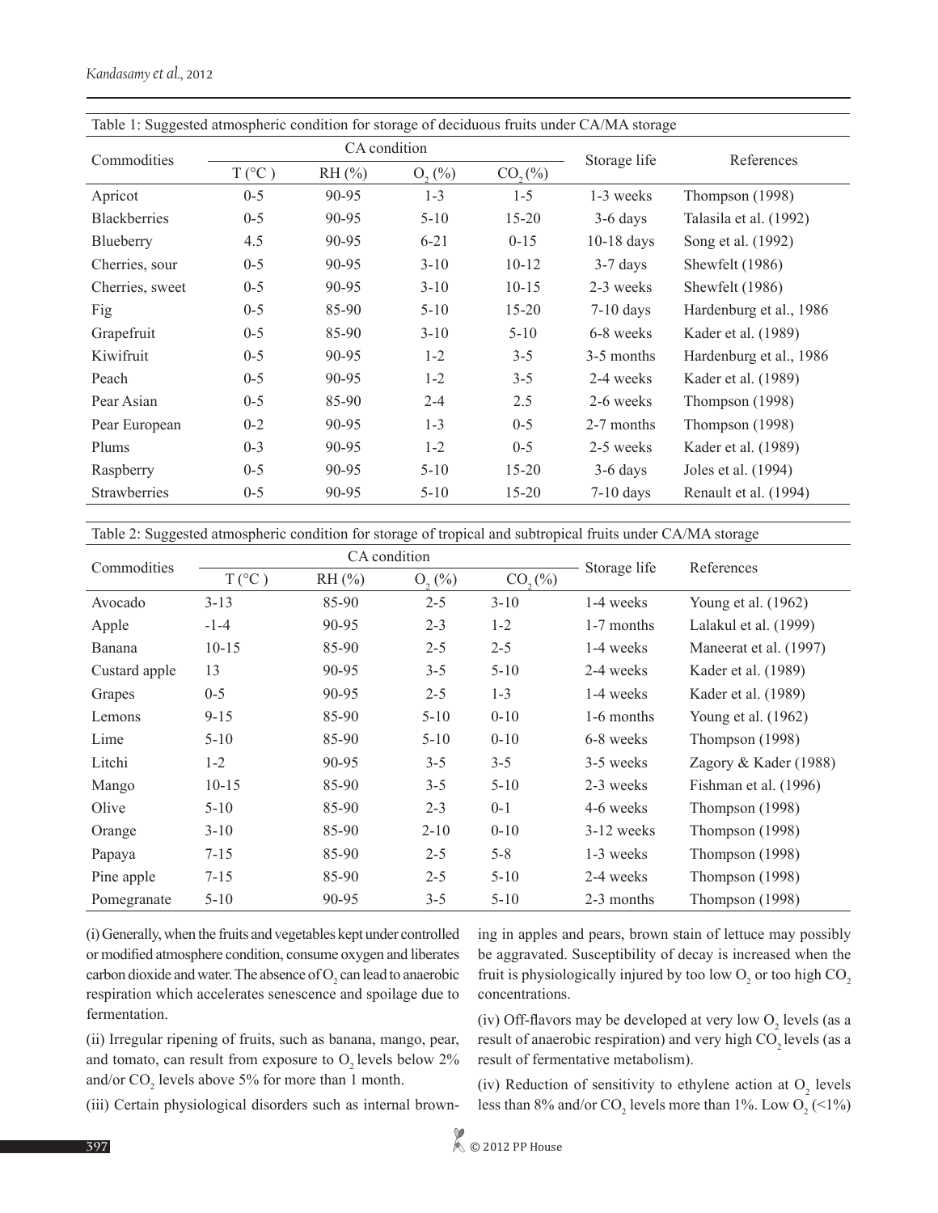Table 1: Suggested atmospheric condition for storage of deciduous fruits under CA/MA storage

| Commodities | CA condition | | | | Storage life | References |
|---|---|---|---|---|---|---|
| | T (°C ) | RH (%) | $O_2$ (%) | $CO_2$ (%) | | |
| Apricot | 0-5 | 90-95 | 1-3 | 1-5 | 1-3 weeks | Thompson (1998) |
| Blackberries | 0-5 | 90-95 | 5-10 | 15-20 | 3-6 days | Talasila et al. (1992) |
| Blueberry | 4.5 | 90-95 | 6-21 | 0-15 | 10-18 days | Song et al. (1992) |
| Cherries, sour | 0-5 | 90-95 | 3-10 | 10-12 | 3-7 days | Shewfelt (1986) |
| Cherries, sweet | 0-5 | 90-95 | 3-10 | 10-15 | 2-3 weeks | Shewfelt (1986) |
| Fig | 0-5 | 85-90 | 5-10 | 15-20 | 7-10 days | Hardenburg et al., 1986 |
| Grapefruit | 0-5 | 85-90 | 3-10 | 5-10 | 6-8 weeks | Kader et al. (1989) |
| Kiwifruit | 0-5 | 90-95 | 1-2 | 3-5 | 3-5 months | Hardenburg et al., 1986 |
| Peach | 0-5 | 90-95 | 1-2 | 3-5 | 2-4 weeks | Kader et al. (1989) |
| Pear Asian | 0-5 | 85-90 | 2-4 | 2.5 | 2-6 weeks | Thompson (1998) |
| Pear European | 0-2 | 90-95 | 1-3 | 0-5 | 2-7 months | Thompson (1998) |
| Plums | 0-3 | 90-95 | 1-2 | 0-5 | 2-5 weeks | Kader et al. (1989) |
| Raspberry | 0-5 | 90-95 | 5-10 | 15-20 | 3-6 days | Joles et al. (1994) |
| Strawberries | 0-5 | 90-95 | 5-10 | 15-20 | 7-10 days | Renault et al. (1994) |

Table 2: Suggested atmospheric condition for storage of tropical and subtropical fruits under CA/MA storage

| Commodities | CA condition | | | | Storage life | References |
|---|---|---|---|---|---|---|
| | T (°C ) | RH (%) | $O_2$ (%) | $CO_2$ (%) | | |
| Avocado | 3-13 | 85-90 | 2-5 | 3-10 | 1-4 weeks | Young et al. (1962) |
| Apple | -1-4 | 90-95 | 2-3 | 1-2 | 1-7 months | Lalakul et al. (1999) |
| Banana | 10-15 | 85-90 | 2-5 | 2-5 | 1-4 weeks | Maneerat et al. (1997) |
| Custard apple | 13 | 90-95 | 3-5 | 5-10 | 2-4 weeks | Kader et al. (1989) |
| Grapes | 0-5 | 90-95 | 2-5 | 1-3 | 1-4 weeks | Kader et al. (1989) |
| Lemons | 9-15 | 85-90 | 5-10 | 0-10 | 1-6 months | Young et al. (1962) |
| Lime | 5-10 | 85-90 | 5-10 | 0-10 | 6-8 weeks | Thompson (1998) |
| Litchi | 1-2 | 90-95 | 3-5 | 3-5 | 3-5 weeks | Zagory & Kader (1988) |
| Mango | 10-15 | 85-90 | 3-5 | 5-10 | 2-3 weeks | Fishman et al. (1996) |
| Olive | 5-10 | 85-90 | 2-3 | 0-1 | 4-6 weeks | Thompson (1998) |
| Orange | 3-10 | 85-90 | 2-10 | 0-10 | 3-12 weeks | Thompson (1998) |
| Papaya | 7-15 | 85-90 | 2-5 | 5-8 | 1-3 weeks | Thompson (1998) |
| Pine apple | 7-15 | 85-90 | 2-5 | 5-10 | 2-4 weeks | Thompson (1998) |
| Pomegranate | 5-10 | 90-95 | 3-5 | 5-10 | 2-3 months | Thompson (1998) |

(i) Generally, when the fruits and vegetables kept under controlled or modified atmosphere condition, consume oxygen and liberates carbon dioxide and water. The absence of $O_2$ can lead to anaerobic respiration which accelerates senescence and spoilage due to fermentation.

(ii) Irregular ripening of fruits, such as banana, mango, pear, and tomato, can result from exposure to $O_2$ levels below 2% and/or $CO_2$ levels above 5% for more than 1 month.

(iii) Certain physiological disorders such as internal browning in apples and pears, brown stain of lettuce may possibly be aggravated. Susceptibility of decay is increased when the fruit is physiologically injured by too low $O_2$ or too high $CO_2$ concentrations.

(iv) Off-flavors may be developed at very low $O_2$ levels (as a result of anaerobic respiration) and very high $CO_2$ levels (as a result of fermentative metabolism).

(iv) Reduction of sensitivity to ethylene action at $O_2$ levels less than 8% and/or $CO_2$ levels more than 1%. Low $O_2$ (<1%)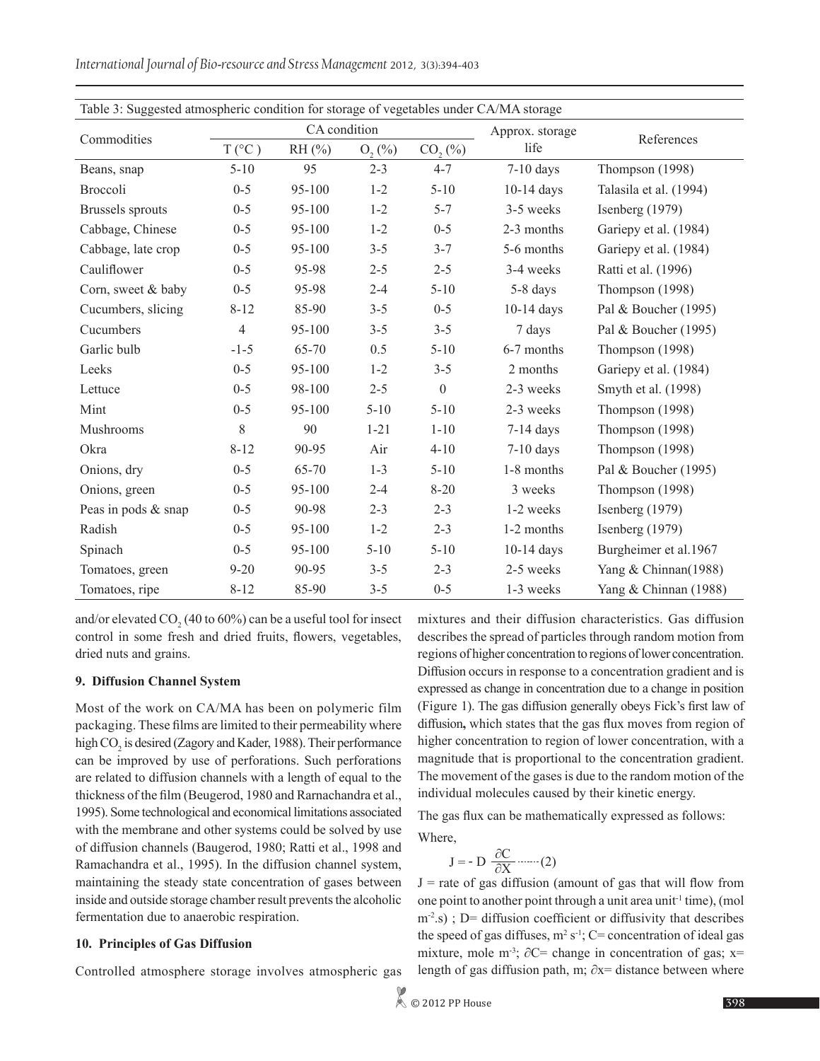Table 3: Suggested atmospheric condition for storage of vegetables under CA/MA storage

| Commodities | CA condition | | | | Approx. storage life | References |
|---|---|---|---|---|---|---|
| | T (°C ) | RH (%) | $O_2$ (%) | $CO_2$ (%) | | |
| Beans, snap | 5-10 | 95 | 2-3 | 4-7 | 7-10 days | Thompson (1998) |
| Broccoli | 0-5 | 95-100 | 1-2 | 5-10 | 10-14 days | Talasila et al. (1994) |
| Brussels sprouts | 0-5 | 95-100 | 1-2 | 5-7 | 3-5 weeks | Isenberg (1979) |
| Cabbage, Chinese | 0-5 | 95-100 | 1-2 | 0-5 | 2-3 months | Gariepy et al. (1984) |
| Cabbage, late crop | 0-5 | 95-100 | 3-5 | 3-7 | 5-6 months | Gariepy et al. (1984) |
| Cauliflower | 0-5 | 95-98 | 2-5 | 2-5 | 3-4 weeks | Ratti et al. (1996) |
| Corn, sweet & baby | 0-5 | 95-98 | 2-4 | 5-10 | 5-8 days | Thompson (1998) |
| Cucumbers, slicing | 8-12 | 85-90 | 3-5 | 0-5 | 10-14 days | Pal & Boucher (1995) |
| Cucumbers | 4 | 95-100 | 3-5 | 3-5 | 7 days | Pal & Boucher (1995) |
| Garlic bulb | -1-5 | 65-70 | 0.5 | 5-10 | 6-7 months | Thompson (1998) |
| Leeks | 0-5 | 95-100 | 1-2 | 3-5 | 2 months | Gariepy et al. (1984) |
| Lettuce | 0-5 | 98-100 | 2-5 | 0 | 2-3 weeks | Smyth et al. (1998) |
| Mint | 0-5 | 95-100 | 5-10 | 5-10 | 2-3 weeks | Thompson (1998) |
| Mushrooms | 8 | 90 | 1-21 | 1-10 | 7-14 days | Thompson (1998) |
| Okra | 8-12 | 90-95 | Air | 4-10 | 7-10 days | Thompson (1998) |
| Onions, dry | 0-5 | 65-70 | 1-3 | 5-10 | 1-8 months | Pal & Boucher (1995) |
| Onions, green | 0-5 | 95-100 | 2-4 | 8-20 | 3 weeks | Thompson (1998) |
| Peas in pods & snap | 0-5 | 90-98 | 2-3 | 2-3 | 1-2 weeks | Isenberg (1979) |
| Radish | 0-5 | 95-100 | 1-2 | 2-3 | 1-2 months | Isenberg (1979) |
| Spinach | 0-5 | 95-100 | 5-10 | 5-10 | 10-14 days | Burgheimer et al.1967 |
| Tomatoes, green | 9-20 | 90-95 | 3-5 | 2-3 | 2-5 weeks | Yang & Chinnan(1988) |
| Tomatoes, ripe | 8-12 | 85-90 | 3-5 | 0-5 | 1-3 weeks | Yang & Chinnan (1988) |

and/or elevated $CO_2$ (40 to 60%) can be a useful tool for insect control in some fresh and dried fruits, flowers, vegetables, dried nuts and grains.

## 9. Diffusion Channel System

Most of the work on CA/MA has been on polymeric film packaging. These films are limited to their permeability where high $CO_2$ is desired (Zagory and Kader, 1988). Their performance can be improved by use of perforations. Such perforations are related to diffusion channels with a length of equal to the thickness of the film (Beugerod, 1980 and Rarnachandra et al., 1995). Some technological and economical limitations associated with the membrane and other systems could be solved by use of diffusion channels (Baugerod, 1980; Ratti et al., 1998 and Ramachandra et al., 1995). In the diffusion channel system, maintaining the steady state concentration of gases between inside and outside storage chamber result prevents the alcoholic fermentation due to anaerobic respiration.

## 10. Principles of Gas Diffusion

Controlled atmosphere storage involves atmospheric gas mixtures and their diffusion characteristics. Gas diffusion describes the spread of particles through random motion from regions of higher concentration to regions of lower concentration. Diffusion occurs in response to a concentration gradient and is expressed as change in concentration due to a change in position (Figure 1). The gas diffusion generally obeys Fick's first law of diffusion**,** which states that the gas flux moves from region of higher concentration to region of lower concentration, with a magnitude that is proportional to the concentration gradient. The movement of the gases is due to the random motion of the individual molecules caused by their kinetic energy.

The gas flux can be mathematically expressed as follows:

Where,

$$J = - D \frac{\partial C}{\partial X} \quad (2)$$

J = rate of gas diffusion (amount of gas that will flow from one point to another point through a unit area unit$^{-1}$ time), (mol $m^{-2}$.s) ; D= diffusion coefficient or diffusivity that describes the speed of gas diffuses, $m^2$ $s^{-1}$; C= concentration of ideal gas mixture, mole $m^{-3}$; $\partial C$= change in concentration of gas; x= length of gas diffusion path, m; $\partial x$= distance between where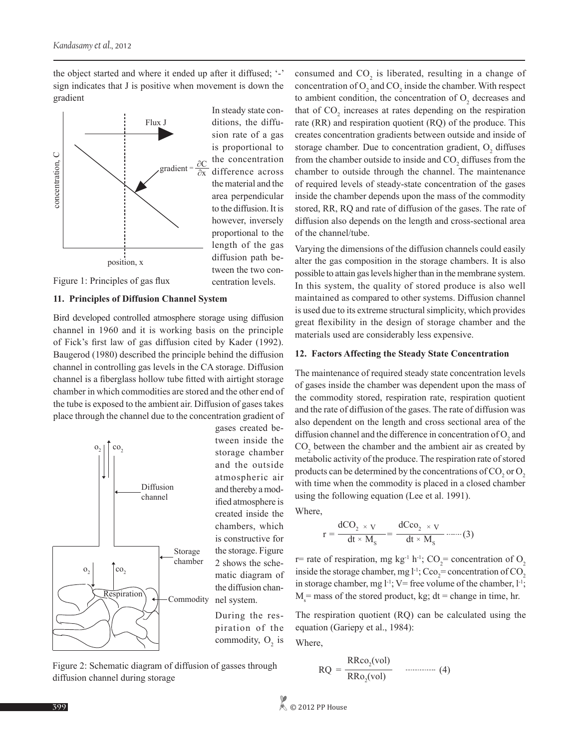the object started and where it ended up after it diffused; '-' sign indicates that J is positive when movement is down the gradient

In steady state conditions, the diffusion rate of a gas is proportional to the concentration difference across the material and the area perpendicular to the diffusion. It is however, inversely proportional to the length of the gas diffusion path between the two concentration levels.

Figure 1: Principles of gas flux

### 11. Principles of Diffusion Channel System

Bird developed controlled atmosphere storage using diffusion channel in 1960 and it is working basis on the principle of Fick's first law of gas diffusion cited by Kader (1992). Baugerod (1980) described the principle behind the diffusion channel in controlling gas levels in the CA storage. Diffusion channel is a fiberglass hollow tube fitted with airtight storage chamber in which commodities are stored and the other end of the tube is exposed to the ambient air. Diffusion of gases takes place through the channel due to the concentration gradient of gases created between inside the storage chamber and the outside atmospheric air and thereby a modified atmosphere is created inside the chambers, which is constructive for the storage. Figure 2 shows the schematic diagram of the diffusion channel system.

During the respiration of the commodity, $O_2$ is consumed and $CO_2$ is liberated, resulting in a change of concentration of $O_2$ and $CO_2$ inside the chamber. With respect to ambient condition, the concentration of $O_2$ decreases and that of $CO_2$ increases at rates depending on the respiration rate (RR) and respiration quotient (RQ) of the produce. This creates concentration gradients between outside and inside of storage chamber. Due to concentration gradient, $O_2$ diffuses from the chamber outside to inside and $CO_2$ diffuses from the chamber to outside through the channel. The maintenance of required levels of steady-state concentration of the gases inside the chamber depends upon the mass of the commodity stored, RR, RQ and rate of diffusion of the gases. The rate of diffusion also depends on the length and cross-sectional area of the channel/tube.

Figure 2: Schematic diagram of diffusion of gasses through diffusion channel during storage

Varying the dimensions of the diffusion channels could easily alter the gas composition in the storage chambers. It is also possible to attain gas levels higher than in the membrane system. In this system, the quality of stored produce is also well maintained as compared to other systems. Diffusion channel is used due to its extreme structural simplicity, which provides great flexibility in the design of storage chamber and the materials used are considerably less expensive.

### 12. Factors Affecting the Steady State Concentration

The maintenance of required steady state concentration levels of gases inside the chamber was dependent upon the mass of the commodity stored, respiration rate, respiration quotient and the rate of diffusion of the gases. The rate of diffusion was also dependent on the length and cross sectional area of the diffusion channel and the difference in concentration of $O_2$ and $CO_2$ between the chamber and the ambient air as created by metabolic activity of the produce. The respiration rate of stored products can be determined by the concentrations of $CO_2$ or $O_2$ with time when the commodity is placed in a closed chamber using the following equation (Lee et al. 1991).

Where,

$$r = \frac{dCO_2 \times V}{dt \times M_S} = \frac{dCco_2 \times V}{dt \times M_S} \quad \text{.......} (3)$$

r= rate of respiration, mg kg$^{-1}$ h$^{-1}$; $CO_2$= concentration of $O_2$ inside the storage chamber, mg l$^{-1}$; $Cco_2$= concentration of $CO_2$ in storage chamber, mg l$^{-1}$; V= free volume of the chamber, l$^{-1}$; $M_s$= mass of the stored product, kg; dt = change in time, hr.

The respiration quotient (RQ) can be calculated using the equation (Gariepy et al., 1984):

Where,

$$RQ = \frac{RRco_2(vol)}{RRo_2(vol)} \quad \text{............} (4)$$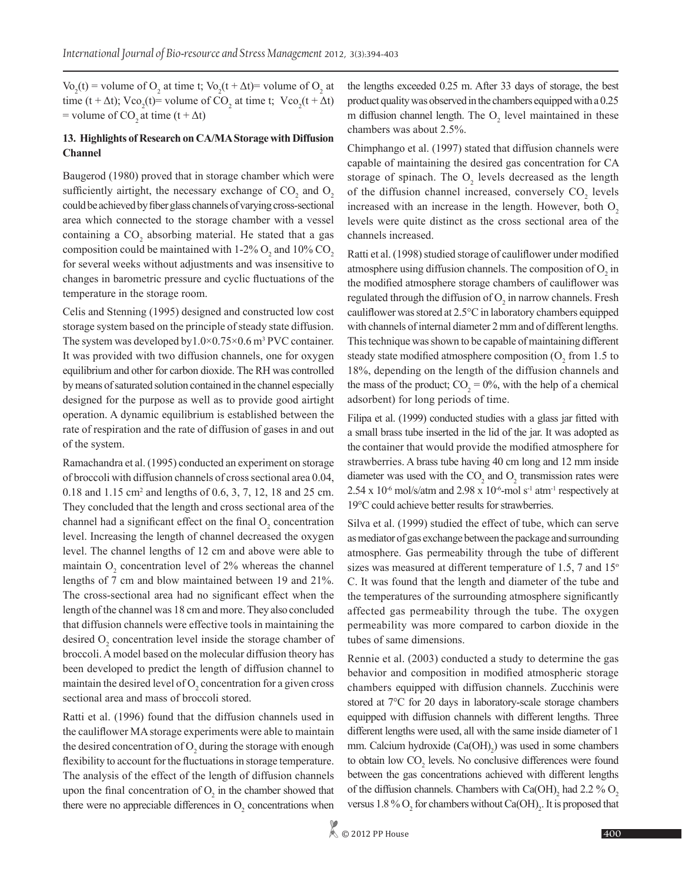$Vo_2(t)$ = volume of $O_2$ at time t; $Vo_2(t + \Delta t)$= volume of $O_2$ at time $(t + \Delta t)$; $Vco_2(t)$= volume of $CO_2$ at time t; $Vco_2(t + \Delta t)$ = volume of $CO_2$ at time $(t + \Delta t)$

## 13. Highlights of Research on CA/MA Storage with Diffusion Channel

Baugerod (1980) proved that in storage chamber which were sufficiently airtight, the necessary exchange of $CO_2$ and $O_2$ could be achieved by fiber glass channels of varying cross-sectional area which connected to the storage chamber with a vessel containing a $CO_2$ absorbing material. He stated that a gas composition could be maintained with 1-2% $O_2$ and 10% $CO_2$ for several weeks without adjustments and was insensitive to changes in barometric pressure and cyclic fluctuations of the temperature in the storage room.

Celis and Stenning (1995) designed and constructed low cost storage system based on the principle of steady state diffusion. The system was developed by $1.0\times0.75\times0.6$ m$^3$ PVC container. It was provided with two diffusion channels, one for oxygen equilibrium and other for carbon dioxide. The RH was controlled by means of saturated solution contained in the channel especially designed for the purpose as well as to provide good airtight operation. A dynamic equilibrium is established between the rate of respiration and the rate of diffusion of gases in and out of the system.

Ramachandra et al. (1995) conducted an experiment on storage of broccoli with diffusion channels of cross sectional area 0.04, 0.18 and 1.15 cm$^2$ and lengths of 0.6, 3, 7, 12, 18 and 25 cm. They concluded that the length and cross sectional area of the channel had a significant effect on the final $O_2$ concentration level. Increasing the length of channel decreased the oxygen level. The channel lengths of 12 cm and above were able to maintain $O_2$ concentration level of 2% whereas the channel lengths of 7 cm and blow maintained between 19 and 21%. The cross-sectional area had no significant effect when the length of the channel was 18 cm and more. They also concluded that diffusion channels were effective tools in maintaining the desired $O_2$ concentration level inside the storage chamber of broccoli. A model based on the molecular diffusion theory has been developed to predict the length of diffusion channel to maintain the desired level of $O_2$ concentration for a given cross sectional area and mass of broccoli stored.

Ratti et al. (1996) found that the diffusion channels used in the cauliflower MA storage experiments were able to maintain the desired concentration of $O_2$ during the storage with enough flexibility to account for the fluctuations in storage temperature. The analysis of the effect of the length of diffusion channels upon the final concentration of $O_2$ in the chamber showed that there were no appreciable differences in $O_2$ concentrations when the lengths exceeded 0.25 m. After 33 days of storage, the best product quality was observed in the chambers equipped with a 0.25 m diffusion channel length. The $O_2$ level maintained in these chambers was about 2.5%.

Chimphango et al. (1997) stated that diffusion channels were capable of maintaining the desired gas concentration for CA storage of spinach. The $O_2$ levels decreased as the length of the diffusion channel increased, conversely $CO_2$ levels increased with an increase in the length. However, both $O_2$ levels were quite distinct as the cross sectional area of the channels increased.

Ratti et al. (1998) studied storage of cauliflower under modified atmosphere using diffusion channels. The composition of $O_2$ in the modified atmosphere storage chambers of cauliflower was regulated through the diffusion of $O_2$ in narrow channels. Fresh cauliflower was stored at 2.5°C in laboratory chambers equipped with channels of internal diameter 2 mm and of different lengths. This technique was shown to be capable of maintaining different steady state modified atmosphere composition ($O_2$ from 1.5 to 18%, depending on the length of the diffusion channels and the mass of the product; $CO_2$ = 0%, with the help of a chemical adsorbent) for long periods of time.

Filipa et al. (1999) conducted studies with a glass jar fitted with a small brass tube inserted in the lid of the jar. It was adopted as the container that would provide the modified atmosphere for strawberries. A brass tube having 40 cm long and 12 mm inside diameter was used with the $CO_2$ and $O_2$ transmission rates were $2.54 \times 10^{-6}$ mol/s/atm and $2.98 \times 10^{-6}$-mol s$^{-1}$ atm$^{-1}$ respectively at 19°C could achieve better results for strawberries.

Silva et al. (1999) studied the effect of tube, which can serve as mediator of gas exchange between the package and surrounding atmosphere. Gas permeability through the tube of different sizes was measured at different temperature of 1.5, 7 and 15$^o$ C. It was found that the length and diameter of the tube and the temperatures of the surrounding atmosphere significantly affected gas permeability through the tube. The oxygen permeability was more compared to carbon dioxide in the tubes of same dimensions.

Rennie et al. (2003) conducted a study to determine the gas behavior and composition in modified atmospheric storage chambers equipped with diffusion channels. Zucchinis were stored at 7°C for 20 days in laboratory-scale storage chambers equipped with diffusion channels with different lengths. Three different lengths were used, all with the same inside diameter of 1 mm. Calcium hydroxide ($Ca(OH)_2$) was used in some chambers to obtain low $CO_2$ levels. No conclusive differences were found between the gas concentrations achieved with different lengths of the diffusion channels. Chambers with $Ca(OH)_2$ had 2.2 % $O_2$ versus 1.8 % $O_2$ for chambers without $Ca(OH)_2$. It is proposed that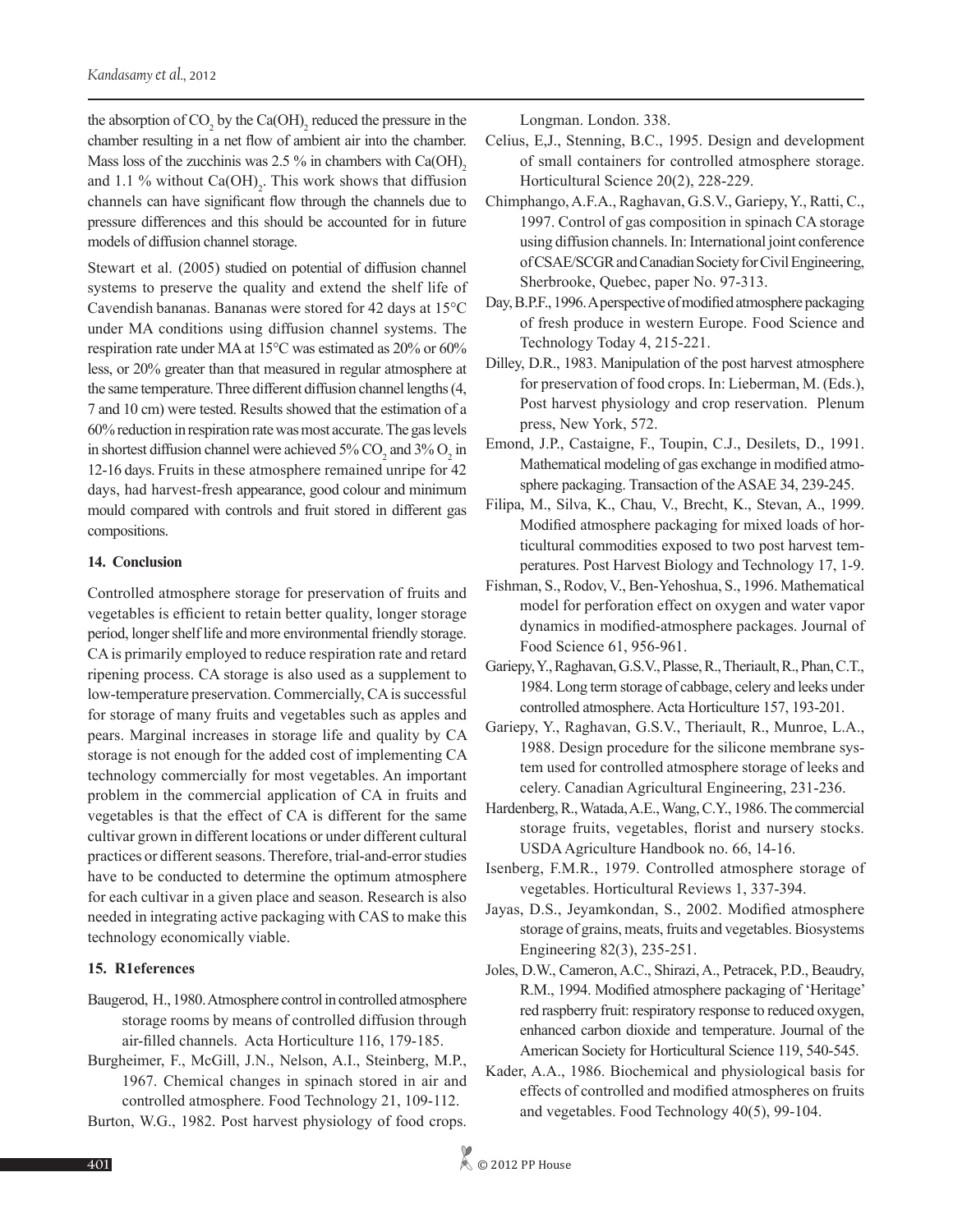the absorption of $CO_2$ by the $Ca(OH)_2$ reduced the pressure in the chamber resulting in a net flow of ambient air into the chamber. Mass loss of the zucchinis was 2.5 % in chambers with $Ca(OH)_2$ and 1.1 % without $Ca(OH)_2$. This work shows that diffusion channels can have significant flow through the channels due to pressure differences and this should be accounted for in future models of diffusion channel storage.

Stewart et al. (2005) studied on potential of diffusion channel systems to preserve the quality and extend the shelf life of Cavendish bananas. Bananas were stored for 42 days at 15°C under MA conditions using diffusion channel systems. The respiration rate under MA at 15°C was estimated as 20% or 60% less, or 20% greater than that measured in regular atmosphere at the same temperature. Three different diffusion channel lengths (4, 7 and 10 cm) were tested. Results showed that the estimation of a 60% reduction in respiration rate was most accurate. The gas levels in shortest diffusion channel were achieved 5% $CO_2$ and 3% $O_2$ in 12-16 days. Fruits in these atmosphere remained unripe for 42 days, had harvest-fresh appearance, good colour and minimum mould compared with controls and fruit stored in different gas compositions.

## 14. Conclusion

Controlled atmosphere storage for preservation of fruits and vegetables is efficient to retain better quality, longer storage period, longer shelf life and more environmental friendly storage. CA is primarily employed to reduce respiration rate and retard ripening process. CA storage is also used as a supplement to low-temperature preservation. Commercially, CA is successful for storage of many fruits and vegetables such as apples and pears. Marginal increases in storage life and quality by CA storage is not enough for the added cost of implementing CA technology commercially for most vegetables. An important problem in the commercial application of CA in fruits and vegetables is that the effect of CA is different for the same cultivar grown in different locations or under different cultural practices or different seasons. Therefore, trial-and-error studies have to be conducted to determine the optimum atmosphere for each cultivar in a given place and season. Research is also needed in integrating active packaging with CAS to make this technology economically viable.

## 15. R1eferences

Baugerod, H., 1980. Atmosphere control in controlled atmosphere storage rooms by means of controlled diffusion through air-filled channels. Acta Horticulture 116, 179-185.

Burgheimer, F., McGill, J.N., Nelson, A.I., Steinberg, M.P., 1967. Chemical changes in spinach stored in air and controlled atmosphere. Food Technology 21, 109-112.

Burton, W.G., 1982. Post harvest physiology of food crops. Longman. London. 338.

Celius, E,J., Stenning, B.C., 1995. Design and development of small containers for controlled atmosphere storage. Horticultural Science 20(2), 228-229.

Chimphango, A.F.A., Raghavan, G.S.V., Gariepy, Y., Ratti, C., 1997. Control of gas composition in spinach CA storage using diffusion channels. In: International joint conference of CSAE/SCGR and Canadian Society for Civil Engineering, Sherbrooke, Quebec, paper No. 97-313.

Day, B.P.F., 1996. A perspective of modified atmosphere packaging of fresh produce in western Europe. Food Science and Technology Today 4, 215-221.

Dilley, D.R., 1983. Manipulation of the post harvest atmosphere for preservation of food crops. In: Lieberman, M. (Eds.), Post harvest physiology and crop reservation. Plenum press, New York, 572.

Emond, J.P., Castaigne, F., Toupin, C.J., Desilets, D., 1991. Mathematical modeling of gas exchange in modified atmosphere packaging. Transaction of the ASAE 34, 239-245.

Filipa, M., Silva, K., Chau, V., Brecht, K., Stevan, A., 1999. Modified atmosphere packaging for mixed loads of horticultural commodities exposed to two post harvest temperatures. Post Harvest Biology and Technology 17, 1-9.

Fishman, S., Rodov, V., Ben-Yehoshua, S., 1996. Mathematical model for perforation effect on oxygen and water vapor dynamics in modified-atmosphere packages. Journal of Food Science 61, 956-961.

Gariepy, Y., Raghavan, G.S.V., Plasse, R., Theriault, R., Phan, C.T., 1984. Long term storage of cabbage, celery and leeks under controlled atmosphere. Acta Horticulture 157, 193-201.

Gariepy, Y., Raghavan, G.S.V., Theriault, R., Munroe, L.A., 1988. Design procedure for the silicone membrane system used for controlled atmosphere storage of leeks and celery. Canadian Agricultural Engineering, 231-236.

Hardenberg, R., Watada, A.E., Wang, C.Y., 1986. The commercial storage fruits, vegetables, florist and nursery stocks. USDA Agriculture Handbook no. 66, 14-16.

Isenberg, F.M.R., 1979. Controlled atmosphere storage of vegetables. Horticultural Reviews 1, 337-394.

Jayas, D.S., Jeyamkondan, S., 2002. Modified atmosphere storage of grains, meats, fruits and vegetables. Biosystems Engineering 82(3), 235-251.

Joles, D.W., Cameron, A.C., Shirazi, A., Petracek, P.D., Beaudry, R.M., 1994. Modified atmosphere packaging of 'Heritage' red raspberry fruit: respiratory response to reduced oxygen, enhanced carbon dioxide and temperature. Journal of the American Society for Horticultural Science 119, 540-545.

Kader, A.A., 1986. Biochemical and physiological basis for effects of controlled and modified atmospheres on fruits and vegetables. Food Technology 40(5), 99-104.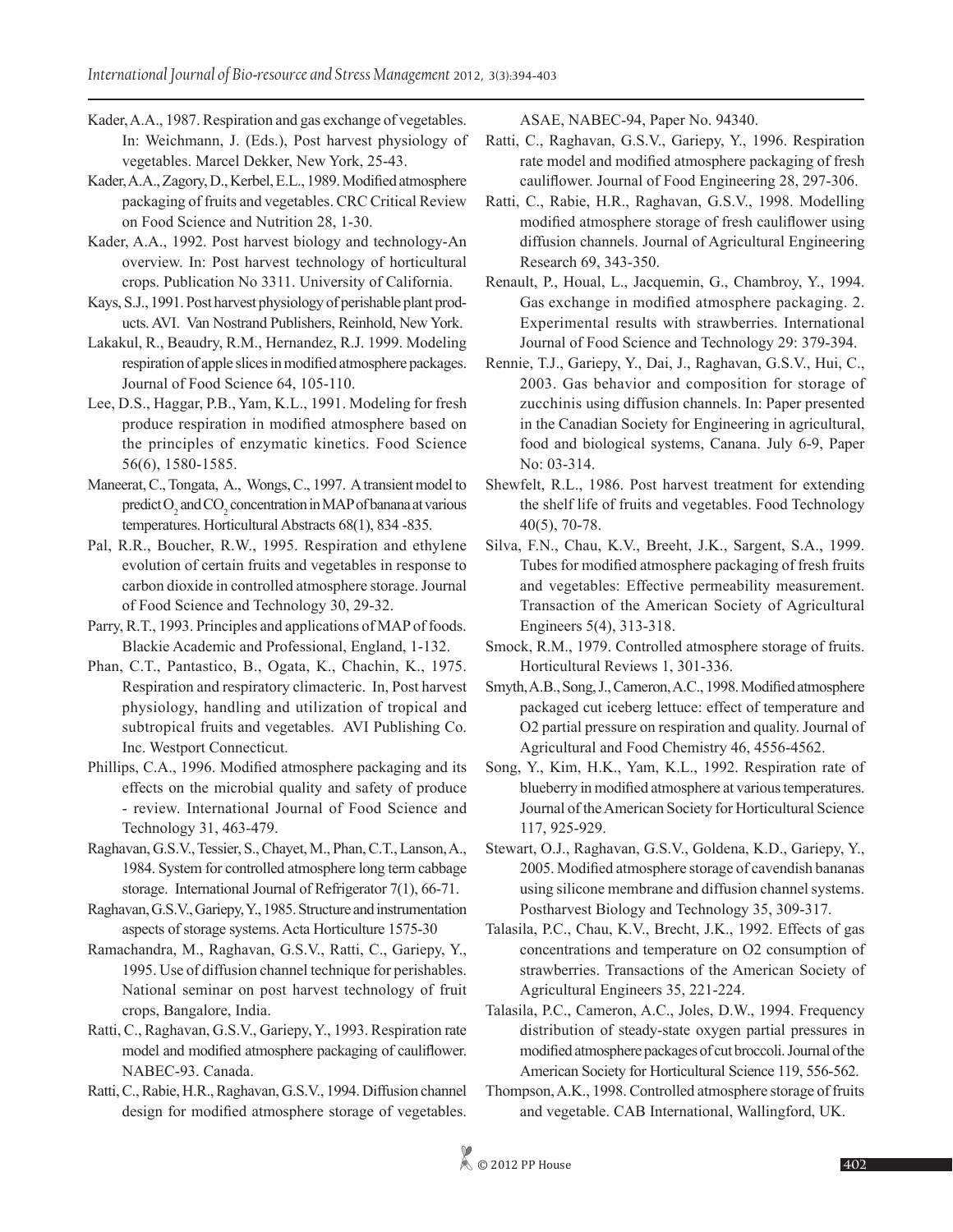Kader, A.A., 1987. Respiration and gas exchange of vegetables. In: Weichmann, J. (Eds.), Post harvest physiology of vegetables. Marcel Dekker, New York, 25-43.

Kader, A.A., Zagory, D., Kerbel, E.L., 1989. Modified atmosphere packaging of fruits and vegetables. CRC Critical Review on Food Science and Nutrition 28, 1-30.

Kader, A.A., 1992. Post harvest biology and technology-An overview. In: Post harvest technology of horticultural crops. Publication No 3311. University of California.

Kays, S.J., 1991. Post harvest physiology of perishable plant products. AVI. Van Nostrand Publishers, Reinhold, New York.

Lakakul, R., Beaudry, R.M., Hernandez, R.J. 1999. Modeling respiration of apple slices in modified atmosphere packages. Journal of Food Science 64, 105-110.

Lee, D.S., Haggar, P.B., Yam, K.L., 1991. Modeling for fresh produce respiration in modified atmosphere based on the principles of enzymatic kinetics. Food Science 56(6), 1580-1585.

Maneerat, C., Tongata, A., Wongs, C., 1997. A transient model to predict $O_2$ and $CO_2$ concentration in MAP of banana at various temperatures. Horticultural Abstracts 68(1), 834 -835.

Pal, R.R., Boucher, R.W., 1995. Respiration and ethylene evolution of certain fruits and vegetables in response to carbon dioxide in controlled atmosphere storage. Journal of Food Science and Technology 30, 29-32.

Parry, R.T., 1993. Principles and applications of MAP of foods. Blackie Academic and Professional, England, 1-132.

Phan, C.T., Pantastico, B., Ogata, K., Chachin, K., 1975. Respiration and respiratory climacteric. In, Post harvest physiology, handling and utilization of tropical and subtropical fruits and vegetables. AVI Publishing Co. Inc. Westport Connecticut.

Phillips, C.A., 1996. Modified atmosphere packaging and its effects on the microbial quality and safety of produce - review. International Journal of Food Science and Technology 31, 463-479.

Raghavan, G.S.V., Tessier, S., Chayet, M., Phan, C.T., Lanson, A., 1984. System for controlled atmosphere long term cabbage storage. International Journal of Refrigerator 7(1), 66-71.

Raghavan, G.S.V., Gariepy, Y., 1985. Structure and instrumentation aspects of storage systems. Acta Horticulture 1575-30

Ramachandra, M., Raghavan, G.S.V., Ratti, C., Gariepy, Y., 1995. Use of diffusion channel technique for perishables. National seminar on post harvest technology of fruit crops, Bangalore, India.

Ratti, C., Raghavan, G.S.V., Gariepy, Y., 1993. Respiration rate model and modified atmosphere packaging of cauliflower. NABEC-93. Canada.

Ratti, C., Rabie, H.R., Raghavan, G.S.V., 1994. Diffusion channel design for modified atmosphere storage of vegetables. ASAE, NABEC-94, Paper No. 94340.

Ratti, C., Raghavan, G.S.V., Gariepy, Y., 1996. Respiration rate model and modified atmosphere packaging of fresh cauliflower. Journal of Food Engineering 28, 297-306.

Ratti, C., Rabie, H.R., Raghavan, G.S.V., 1998. Modelling modified atmosphere storage of fresh cauliflower using diffusion channels. Journal of Agricultural Engineering Research 69, 343-350.

Renault, P., Houal, L., Jacquemin, G., Chambroy, Y., 1994. Gas exchange in modified atmosphere packaging. 2. Experimental results with strawberries. International Journal of Food Science and Technology 29: 379-394.

Rennie, T.J., Gariepy, Y., Dai, J., Raghavan, G.S.V., Hui, C., 2003. Gas behavior and composition for storage of zucchinis using diffusion channels. In: Paper presented in the Canadian Society for Engineering in agricultural, food and biological systems, Canana. July 6-9, Paper No: 03-314.

Shewfelt, R.L., 1986. Post harvest treatment for extending the shelf life of fruits and vegetables. Food Technology 40(5), 70-78.

Silva, F.N., Chau, K.V., Breeht, J.K., Sargent, S.A., 1999. Tubes for modified atmosphere packaging of fresh fruits and vegetables: Effective permeability measurement. Transaction of the American Society of Agricultural Engineers 5(4), 313-318.

Smock, R.M., 1979. Controlled atmosphere storage of fruits. Horticultural Reviews 1, 301-336.

Smyth, A.B., Song, J., Cameron, A.C., 1998. Modified atmosphere packaged cut iceberg lettuce: effect of temperature and O2 partial pressure on respiration and quality. Journal of Agricultural and Food Chemistry 46, 4556-4562.

Song, Y., Kim, H.K., Yam, K.L., 1992. Respiration rate of blueberry in modified atmosphere at various temperatures. Journal of the American Society for Horticultural Science 117, 925-929.

Stewart, O.J., Raghavan, G.S.V., Goldena, K.D., Gariepy, Y., 2005. Modified atmosphere storage of cavendish bananas using silicone membrane and diffusion channel systems. Postharvest Biology and Technology 35, 309-317.

Talasila, P.C., Chau, K.V., Brecht, J.K., 1992. Effects of gas concentrations and temperature on O2 consumption of strawberries. Transactions of the American Society of Agricultural Engineers 35, 221-224.

Talasila, P.C., Cameron, A.C., Joles, D.W., 1994. Frequency distribution of steady-state oxygen partial pressures in modified atmosphere packages of cut broccoli. Journal of the American Society for Horticultural Science 119, 556-562.

Thompson, A.K., 1998. Controlled atmosphere storage of fruits and vegetable. CAB International, Wallingford, UK.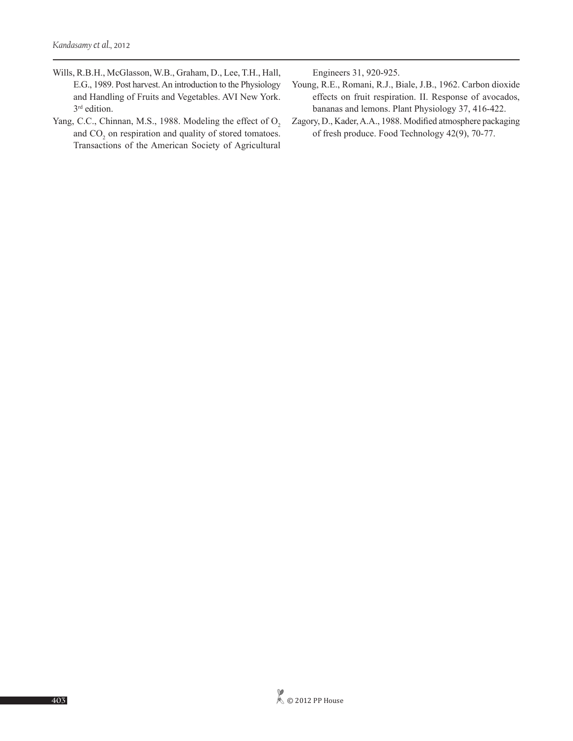Wills, R.B.H., McGlasson, W.B., Graham, D., Lee, T.H., Hall, E.G., 1989. Post harvest. An introduction to the Physiology and Handling of Fruits and Vegetables. AVI New York. 3rd edition.

Yang, C.C., Chinnan, M.S., 1988. Modeling the effect of $O_2$ and $CO_2$ on respiration and quality of stored tomatoes. Transactions of the American Society of Agricultural Engineers 31, 920-925.

Young, R.E., Romani, R.J., Biale, J.B., 1962. Carbon dioxide effects on fruit respiration. II. Response of avocados, bananas and lemons. Plant Physiology 37, 416-422.

Zagory, D., Kader, A.A., 1988. Modified atmosphere packaging of fresh produce. Food Technology 42(9), 70-77.